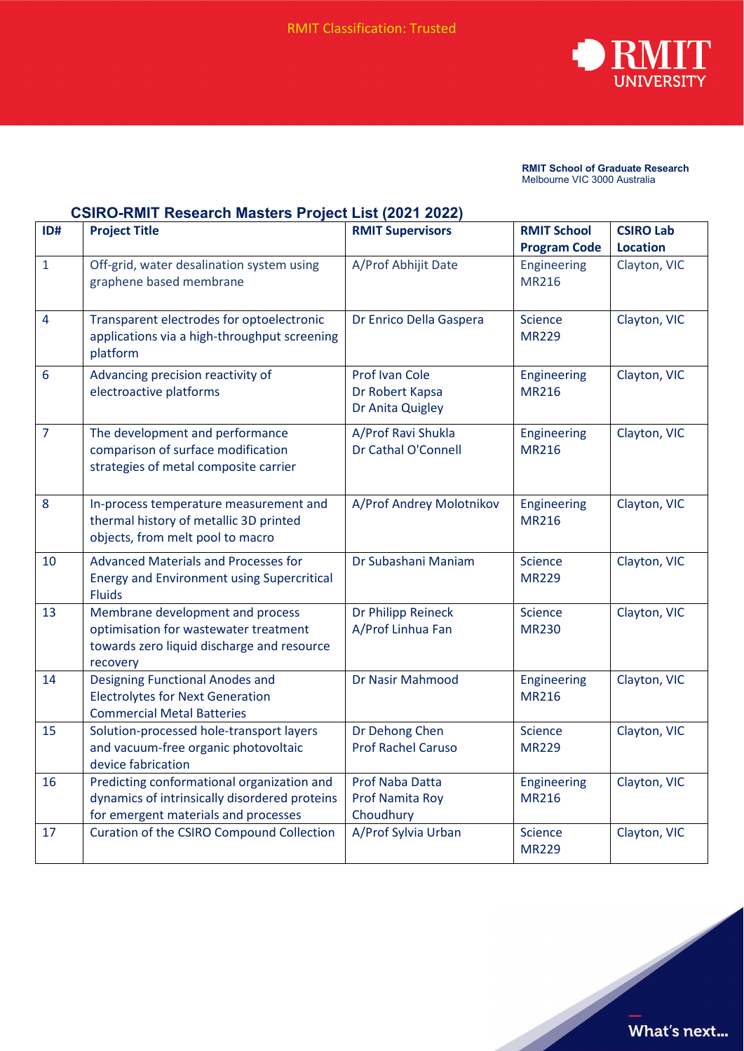RMIT Classification: Trusted

**RMIT School of Graduate Research**
Melbourne VIC 3000 Australia

## CSIRO-RMIT Research Masters Project List (2021 2022)

| ID# | Project Title | RMIT Supervisors | RMIT School Program Code | CSIRO Lab Location |
|---|---|---|---|---|
| 1 | Off-grid, water desalination system using graphene based membrane | A/Prof Abhijit Date | Engineering MR216 | Clayton, VIC |
| 4 | Transparent electrodes for optoelectronic applications via a high-throughput screening platform | Dr Enrico Della Gaspera | Science MR229 | Clayton, VIC |
| 6 | Advancing precision reactivity of electroactive platforms | Prof Ivan Cole<br>Dr Robert Kapsa<br>Dr Anita Quigley | Engineering MR216 | Clayton, VIC |
| 7 | The development and performance comparison of surface modification strategies of metal composite carrier | A/Prof Ravi Shukla<br>Dr Cathal O'Connell | Engineering MR216 | Clayton, VIC |
| 8 | In-process temperature measurement and thermal history of metallic 3D printed objects, from melt pool to macro | A/Prof Andrey Molotnikov | Engineering MR216 | Clayton, VIC |
| 10 | Advanced Materials and Processes for Energy and Environment using Supercritical Fluids | Dr Subashani Maniam | Science MR229 | Clayton, VIC |
| 13 | Membrane development and process optimisation for wastewater treatment towards zero liquid discharge and resource recovery | Dr Philipp Reineck<br>A/Prof Linhua Fan | Science MR230 | Clayton, VIC |
| 14 | Designing Functional Anodes and Electrolytes for Next Generation Commercial Metal Batteries | Dr Nasir Mahmood | Engineering MR216 | Clayton, VIC |
| 15 | Solution-processed hole-transport layers and vacuum-free organic photovoltaic device fabrication | Dr Dehong Chen<br>Prof Rachel Caruso | Science MR229 | Clayton, VIC |
| 16 | Predicting conformational organization and dynamics of intrinsically disordered proteins for emergent materials and processes | Prof Naba Datta<br>Prof Namita Roy Choudhury | Engineering MR216 | Clayton, VIC |
| 17 | Curation of the CSIRO Compound Collection | A/Prof Sylvia Urban | Science MR229 | Clayton, VIC |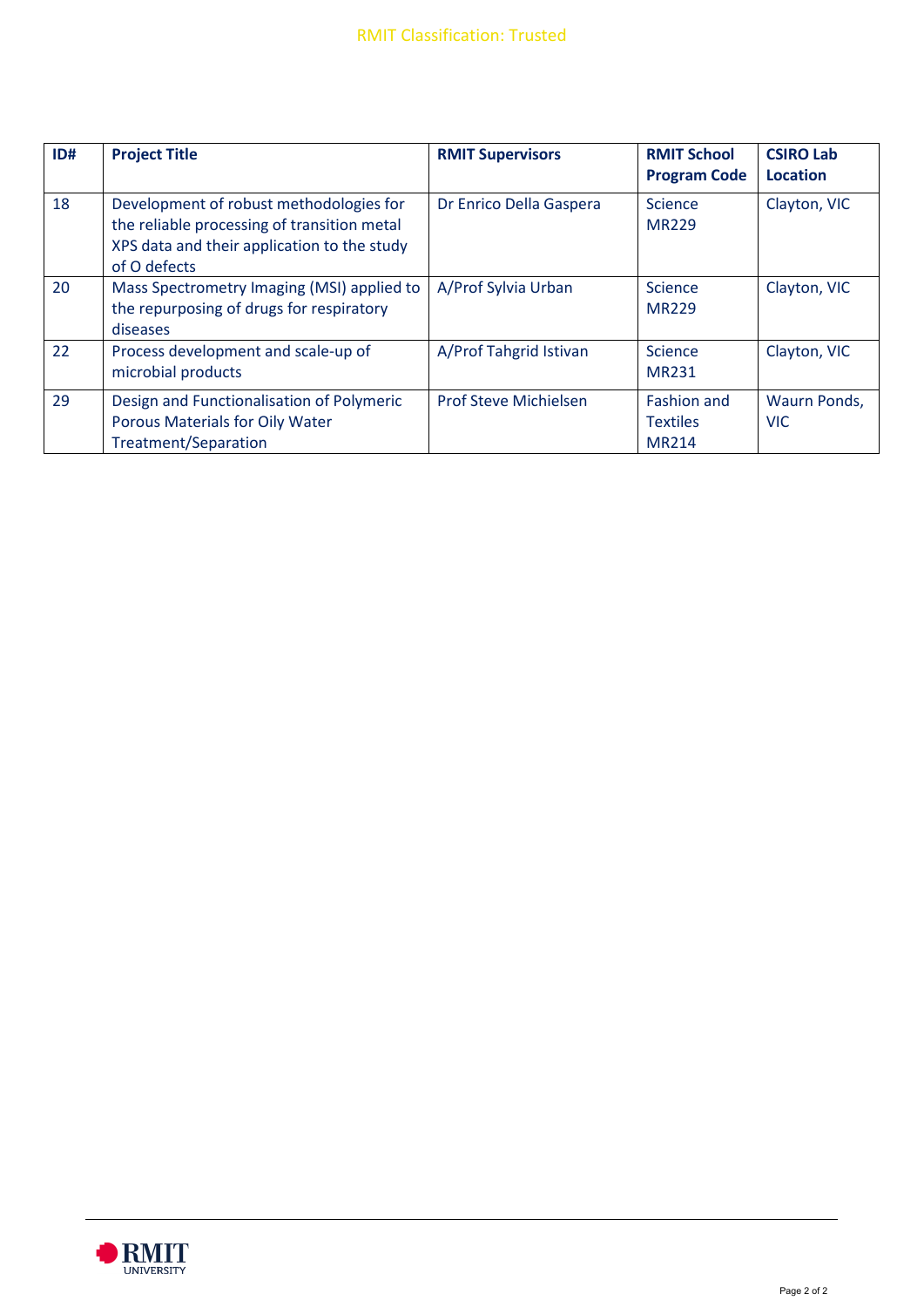| ID# | Project Title | RMIT Supervisors | RMIT School Program Code | CSIRO Lab Location |
|---|---|---|---|---|
| 18 | Development of robust methodologies for the reliable processing of transition metal XPS data and their application to the study of O defects | Dr Enrico Della Gaspera | Science MR229 | Clayton, VIC |
| 20 | Mass Spectrometry Imaging (MSI) applied to the repurposing of drugs for respiratory diseases | A/Prof Sylvia Urban | Science MR229 | Clayton, VIC |
| 22 | Process development and scale-up of microbial products | A/Prof Tahgrid Istivan | Science MR231 | Clayton, VIC |
| 29 | Design and Functionalisation of Polymeric Porous Materials for Oily Water Treatment/Separation | Prof Steve Michielsen | Fashion and Textiles MR214 | Waurn Ponds, VIC |